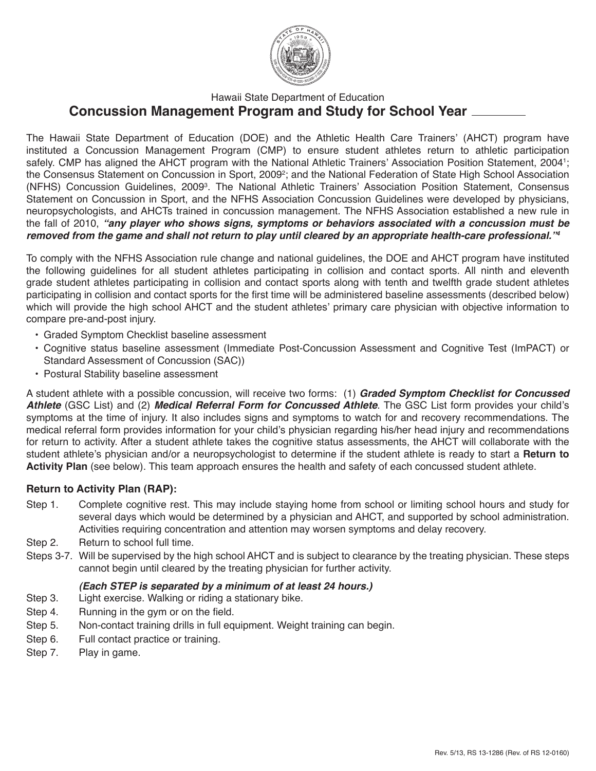Hawaii State Department of Education

# Concussion Management Program and Study for School Year ________

The Hawaii State Department of Education (DOE) and the Athletic Health Care Trainers' (AHCT) program have instituted a Concussion Management Program (CMP) to ensure student athletes return to athletic participation safely. CMP has aligned the AHCT program with the National Athletic Trainers' Association Position Statement, 2004[1]; the Consensus Statement on Concussion in Sport, 2009[2]; and the National Federation of State High School Association (NFHS) Concussion Guidelines, 2009[3]. The National Athletic Trainers' Association Position Statement, Consensus Statement on Concussion in Sport, and the NFHS Association Concussion Guidelines were developed by physicians, neuropsychologists, and AHCTs trained in concussion management. The NFHS Association established a new rule in the fall of 2010, ***"any player who shows signs, symptoms or behaviors associated with a concussion must be removed from the game and shall not return to play until cleared by an appropriate health-care professional."***[4]

To comply with the NFHS Association rule change and national guidelines, the DOE and AHCT program have instituted the following guidelines for all student athletes participating in collision and contact sports. All ninth and eleventh grade student athletes participating in collision and contact sports along with tenth and twelfth grade student athletes participating in collision and contact sports for the first time will be administered baseline assessments (described below) which will provide the high school AHCT and the student athletes' primary care physician with objective information to compare pre-and-post injury.

- Graded Symptom Checklist baseline assessment
- Cognitive status baseline assessment (Immediate Post-Concussion Assessment and Cognitive Test (ImPACT) or Standard Assessment of Concussion (SAC))
- Postural Stability baseline assessment

A student athlete with a possible concussion, will receive two forms: (1) ***Graded Symptom Checklist for Concussed Athlete*** (GSC List) and (2) ***Medical Referral Form for Concussed Athlete***. The GSC List form provides your child's symptoms at the time of injury. It also includes signs and symptoms to watch for and recovery recommendations. The medical referral form provides information for your child's physician regarding his/her head injury and recommendations for return to activity. After a student athlete takes the cognitive status assessments, the AHCT will collaborate with the student athlete's physician and/or a neuropsychologist to determine if the student athlete is ready to start a **Return to Activity Plan** (see below). This team approach ensures the health and safety of each concussed student athlete.

### Return to Activity Plan (RAP):

Step 1. Complete cognitive rest. This may include staying home from school or limiting school hours and study for several days which would be determined by a physician and AHCT, and supported by school administration. Activities requiring concentration and attention may worsen symptoms and delay recovery.

Step 2. Return to school full time.

Steps 3-7. Will be supervised by the high school AHCT and is subject to clearance by the treating physician. These steps cannot begin until cleared by the treating physician for further activity.

***(Each STEP is separated by a minimum of at least 24 hours.)***

Step 3. Light exercise. Walking or riding a stationary bike.

Step 4. Running in the gym or on the field.

Step 5. Non-contact training drills in full equipment. Weight training can begin.

Step 6. Full contact practice or training.

Step 7. Play in game.

Rev. 5/13, RS 13-1286 (Rev. of RS 12-0160)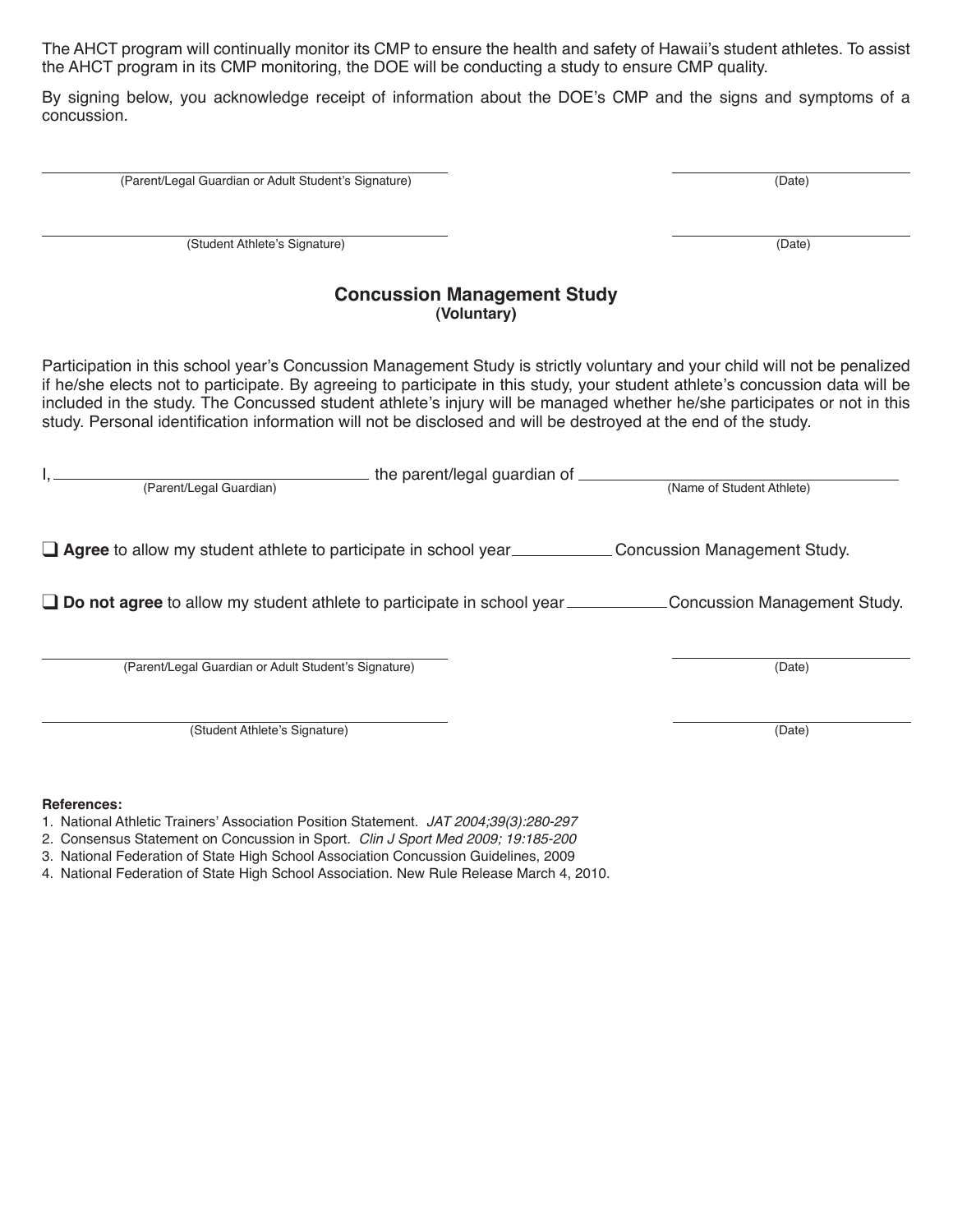The AHCT program will continually monitor its CMP to ensure the health and safety of Hawaii's student athletes. To assist the AHCT program in its CMP monitoring, the DOE will be conducting a study to ensure CMP quality.

By signing below, you acknowledge receipt of information about the DOE's CMP and the signs and symptoms of a concussion.

_________________________________________ (Parent/Legal Guardian or Adult Student's Signature) ____________________ (Date)

_________________________________________ (Student Athlete's Signature) ____________________ (Date)

## Concussion Management Study
**(Voluntary)**

Participation in this school year's Concussion Management Study is strictly voluntary and your child will not be penalized if he/she elects not to participate. By agreeing to participate in this study, your student athlete's concussion data will be included in the study. The Concussed student athlete's injury will be managed whether he/she participates or not in this study. Personal identification information will not be disclosed and will be destroyed at the end of the study.

I, ______________________ (Parent/Legal Guardian) the parent/legal guardian of ______________________ (Name of Student Athlete)

❑ **Agree** to allow my student athlete to participate in school year __________ Concussion Management Study.

❑ **Do not agree** to allow my student athlete to participate in school year __________ Concussion Management Study.

_________________________________________ (Parent/Legal Guardian or Adult Student's Signature) ____________________ (Date)

_________________________________________ (Student Athlete's Signature) ____________________ (Date)

**References:**

1. National Athletic Trainers' Association Position Statement. *JAT 2004;39(3):280-297*
2. Consensus Statement on Concussion in Sport. *Clin J Sport Med 2009; 19:185-200*
3. National Federation of State High School Association Concussion Guidelines, 2009
4. National Federation of State High School Association. New Rule Release March 4, 2010.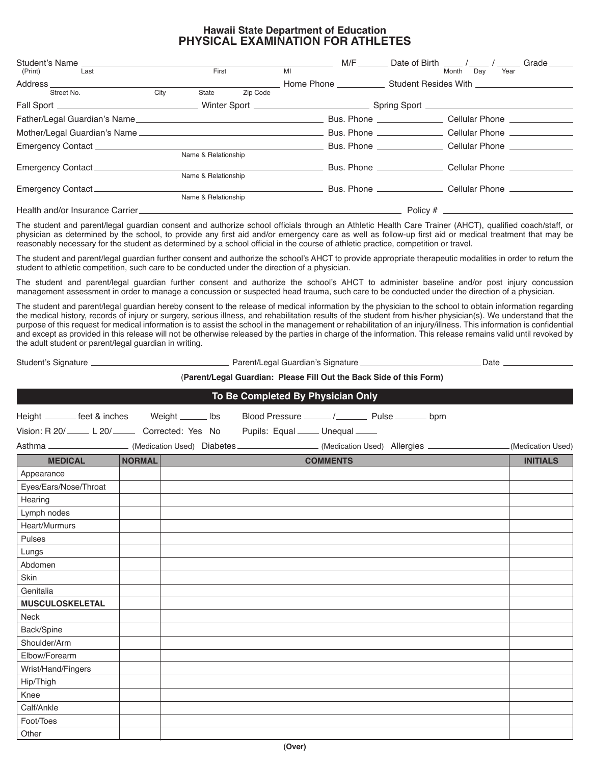# Hawaii State Department of Education
## PHYSICAL EXAMINATION FOR ATHLETES

Student's Name ______________________________ M/F ______ Date of Birth ____ / ____ / _____ Grade _____
(Print) Last First MI Month Day Year

Address ______________________________ Home Phone __________ Student Resides With ____________________
Street No. City State Zip Code

Fall Sport ____________________ Winter Sport ____________________ Spring Sport ____________________

Father/Legal Guardian's Name ______________________________ Bus. Phone ______________ Cellular Phone ______________

Mother/Legal Guardian's Name ______________________________ Bus. Phone ______________ Cellular Phone ______________

Emergency Contact ______________________________ Bus. Phone ______________ Cellular Phone ______________
Name & Relationship

Emergency Contact ______________________________ Bus. Phone ______________ Cellular Phone ______________
Name & Relationship

Emergency Contact ______________________________ Bus. Phone ______________ Cellular Phone ______________
Name & Relationship

Health and/or Insurance Carrier ______________________________ Policy # ____________________

The student and parent/legal guardian consent and authorize school officials through an Athletic Health Care Trainer (AHCT), qualified coach/staff, or physician as determined by the school, to provide any first aid and/or emergency care as well as follow-up first aid or medical treatment that may be reasonably necessary for the student as determined by a school official in the course of athletic practice, competition or travel.

The student and parent/legal guardian further consent and authorize the school's AHCT to provide appropriate therapeutic modalities in order to return the student to athletic competition, such care to be conducted under the direction of a physician.

The student and parent/legal guardian further consent and authorize the school's AHCT to administer baseline and/or post injury concussion management assessment in order to manage a concussion or suspected head trauma, such care to be conducted under the direction of a physician.

The student and parent/legal guardian hereby consent to the release of medical information by the physician to the school to obtain information regarding the medical history, records of injury or surgery, serious illness, and rehabilitation results of the student from his/her physician(s). We understand that the purpose of this request for medical information is to assist the school in the management or rehabilitation of an injury/illness. This information is confidential and except as provided in this release will not be otherwise released by the parties in charge of the information. This release remains valid until revoked by the adult student or parent/legal guardian in writing.

Student's Signature ______________________________ Parent/Legal Guardian's Signature ______________________________ Date ______________

(**Parent/Legal Guardian: Please Fill Out the Back Side of this Form)**

## To Be Completed By Physician Only

Height _______ feet & inches Weight ______ lbs Blood Pressure ______ / _______ Pulse _______ bpm

Vision: R 20/ _____ L 20/ _____ Corrected: Yes No Pupils: Equal _____ Unequal _____

Asthma ________________ (Medication Used) Diabetes ________________ (Medication Used) Allergies ________________ (Medication Used)

| MEDICAL | NORMAL | COMMENTS | INITIALS |
|---|---|---|---|
| Appearance | | | |
| Eyes/Ears/Nose/Throat | | | |
| Hearing | | | |
| Lymph nodes | | | |
| Heart/Murmurs | | | |
| Pulses | | | |
| Lungs | | | |
| Abdomen | | | |
| Skin | | | |
| Genitalia | | | |
| **MUSCULOSKELETAL** | | | |
| Neck | | | |
| Back/Spine | | | |
| Shoulder/Arm | | | |
| Elbow/Forearm | | | |
| Wrist/Hand/Fingers | | | |
| Hip/Thigh | | | |
| Knee | | | |
| Calf/Ankle | | | |
| Foot/Toes | | | |
| Other | | | |

**(Over)**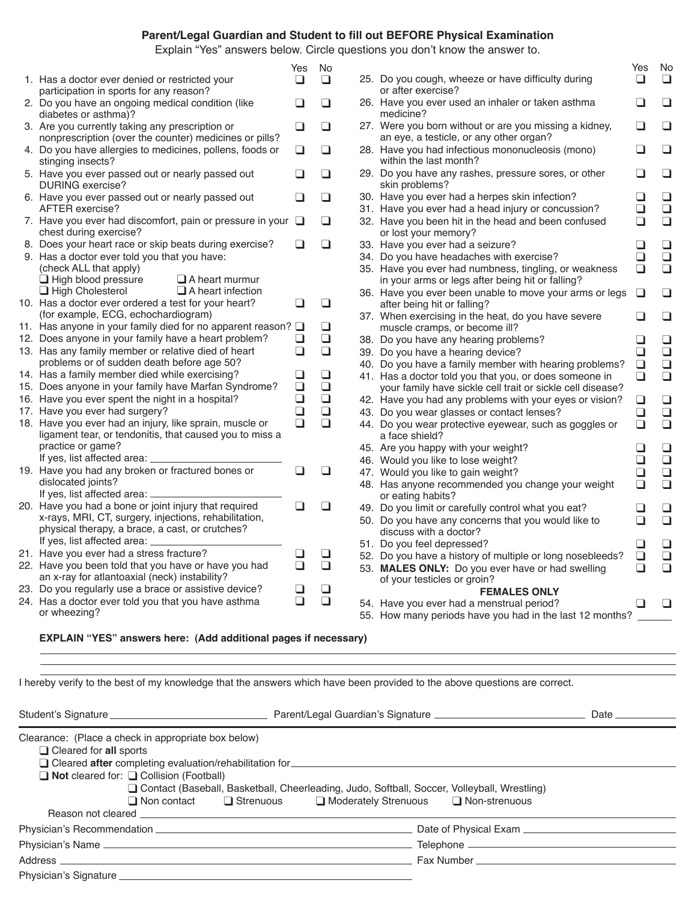**Parent/Legal Guardian and Student to fill out BEFORE Physical Examination**

Explain "Yes" answers below. Circle questions you don't know the answer to.

| | Yes | No |
|---|---|---|
| 1. Has a doctor ever denied or restricted your participation in sports for any reason? | ❑ | ❑ |
| 2. Do you have an ongoing medical condition (like diabetes or asthma)? | ❑ | ❑ |
| 3. Are you currently taking any prescription or nonprescription (over the counter) medicines or pills? | ❑ | ❑ |
| 4. Do you have allergies to medicines, pollens, foods or stinging insects? | ❑ | ❑ |
| 5. Have you ever passed out or nearly passed out DURING exercise? | ❑ | ❑ |
| 6. Have you ever passed out or nearly passed out AFTER exercise? | ❑ | ❑ |
| 7. Have you ever had discomfort, pain or pressure in your chest during exercise? | ❑ | ❑ |
| 8. Does your heart race or skip beats during exercise? | ❑ | ❑ |
| 9. Has a doctor ever told you that you have: (check ALL that apply) ❑ High blood pressure ❑ A heart murmur ❑ High Cholesterol ❑ A heart infection | | |
| 10. Has a doctor ever ordered a test for your heart? (for example, ECG, echochardiogram) | ❑ | ❑ |
| 11. Has anyone in your family died for no apparent reason? | ❑ | ❑ |
| 12. Does anyone in your family have a heart problem? | ❑ | ❑ |
| 13. Has any family member or relative died of heart problems or of sudden death before age 50? | ❑ | ❑ |
| 14. Has a family member died while exercising? | ❑ | ❑ |
| 15. Does anyone in your family have Marfan Syndrome? | ❑ | ❑ |
| 16. Have you ever spent the night in a hospital? | ❑ | ❑ |
| 17. Have you ever had surgery? | ❑ | ❑ |
| 18. Have you ever had an injury, like sprain, muscle or ligament tear, or tendonitis, that caused you to miss a practice or game? If yes, list affected area: ________ | ❑ | ❑ |
| 19. Have you had any broken or fractured bones or dislocated joints? If yes, list affected area: ________ | ❑ | ❑ |
| 20. Have you had a bone or joint injury that required x-rays, MRI, CT, surgery, injections, rehabilitation, physical therapy, a brace, a cast, or crutches? If yes, list affected area: ________ | ❑ | ❑ |
| 21. Have you ever had a stress fracture? | ❑ | ❑ |
| 22. Have you been told that you have or have you had an x-ray for atlantoaxial (neck) instability? | ❑ | ❑ |
| 23. Do you regularly use a brace or assistive device? | ❑ | ❑ |
| 24. Has a doctor ever told you that you have asthma or wheezing? | ❑ | ❑ |

| | Yes | No |
|---|---|---|
| 25. Do you cough, wheeze or have difficulty during or after exercise? | ❑ | ❑ |
| 26. Have you ever used an inhaler or taken asthma medicine? | ❑ | ❑ |
| 27. Were you born without or are you missing a kidney, an eye, a testicle, or any other organ? | ❑ | ❑ |
| 28. Have you had infectious mononucleosis (mono) within the last month? | ❑ | ❑ |
| 29. Do you have any rashes, pressure sores, or other skin problems? | ❑ | ❑ |
| 30. Have you ever had a herpes skin infection? | ❑ | ❑ |
| 31. Have you ever had a head injury or concussion? | ❑ | ❑ |
| 32. Have you been hit in the head and been confused or lost your memory? | ❑ | ❑ |
| 33. Have you ever had a seizure? | ❑ | ❑ |
| 34. Do you have headaches with exercise? | ❑ | ❑ |
| 35. Have you ever had numbness, tingling, or weakness in your arms or legs after being hit or falling? | ❑ | ❑ |
| 36. Have you ever been unable to move your arms or legs after being hit or falling? | ❑ | ❑ |
| 37. When exercising in the heat, do you have severe muscle cramps, or become ill? | ❑ | ❑ |
| 38. Do you have any hearing problems? | ❑ | ❑ |
| 39. Do you have a hearing device? | ❑ | ❑ |
| 40. Do you have a family member with hearing problems? | ❑ | ❑ |
| 41. Has a doctor told you that you, or does someone in your family have sickle cell trait or sickle cell disease? | ❑ | ❑ |
| 42. Have you had any problems with your eyes or vision? | ❑ | ❑ |
| 43. Do you wear glasses or contact lenses? | ❑ | ❑ |
| 44. Do you wear protective eyewear, such as goggles or a face shield? | ❑ | ❑ |
| 45. Are you happy with your weight? | ❑ | ❑ |
| 46. Would you like to lose weight? | ❑ | ❑ |
| 47. Would you like to gain weight? | ❑ | ❑ |
| 48. Has anyone recommended you change your weight or eating habits? | ❑ | ❑ |
| 49. Do you limit or carefully control what you eat? | ❑ | ❑ |
| 50. Do you have any concerns that you would like to discuss with a doctor? | ❑ | ❑ |
| 51. Do you feel depressed? | ❑ | ❑ |
| 52. Do you have a history of multiple or long nosebleeds? | ❑ | ❑ |
| 53. **MALES ONLY:** Do you ever have or had swelling of your testicles or groin? | ❑ | ❑ |
| **FEMALES ONLY** | | |
| 54. Have you ever had a menstrual period? | ❑ | ❑ |
| 55. How many periods have you had in the last 12 months? ______ | | |

**EXPLAIN "YES" answers here: (Add additional pages if necessary)**

________________________________________

________________________________________

________________________________________

I hereby verify to the best of my knowledge that the answers which have been provided to the above questions are correct.

Student's Signature ____________ Parent/Legal Guardian's Signature ____________ Date ________

Clearance: (Place a check in appropriate box below)

❑ Cleared for **all** sports

❑ Cleared **after** completing evaluation/rehabilitation for ____________

❑ **Not** cleared for: ❑ Collision (Football)

❑ Contact (Baseball, Basketball, Cheerleading, Judo, Softball, Soccer, Volleyball, Wrestling)

❑ Non contact ❑ Strenuous ❑ Moderately Strenuous ❑ Non-strenuous

Reason not cleared ____________

Physician's Recommendation ____________ Date of Physical Exam ____________

Physician's Name ____________ Telephone ____________

Address ____________ Fax Number ____________

Physician's Signature ____________